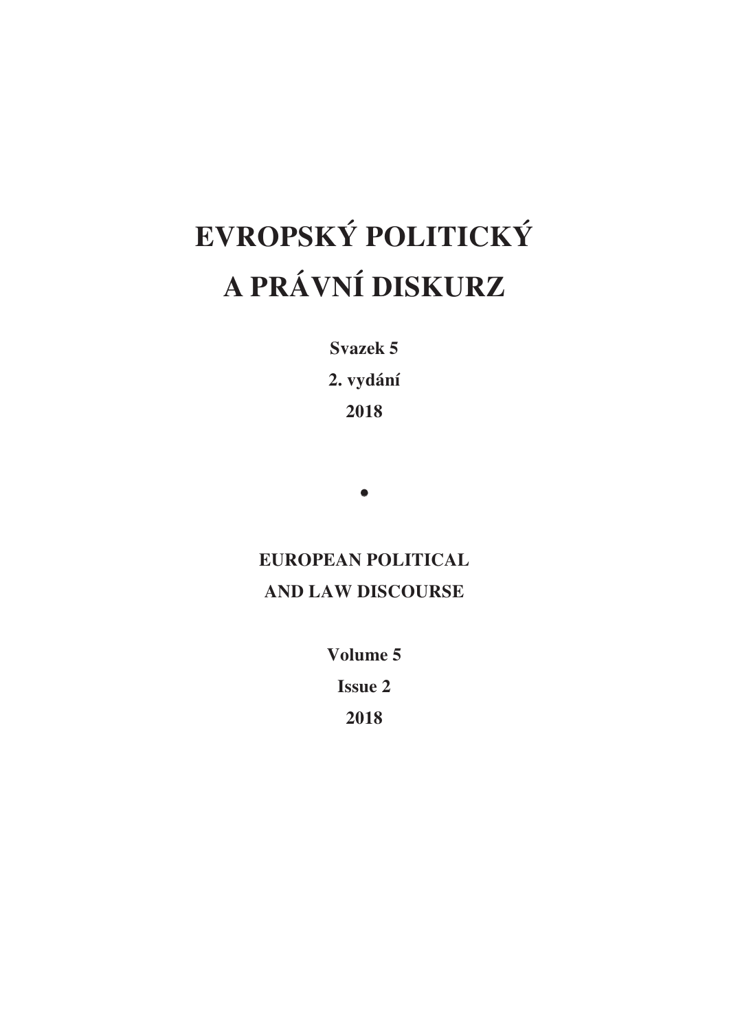# EVROPSKÝ POLITICKÝ A PRÁVNÍ DISKURZ

**Svazek 5**

**2. vydání**

**2018**

•

## EUROPEAN POLITICAL AND LAW DISCOURSE

**Volume 5**

**Issue 2**

**2018**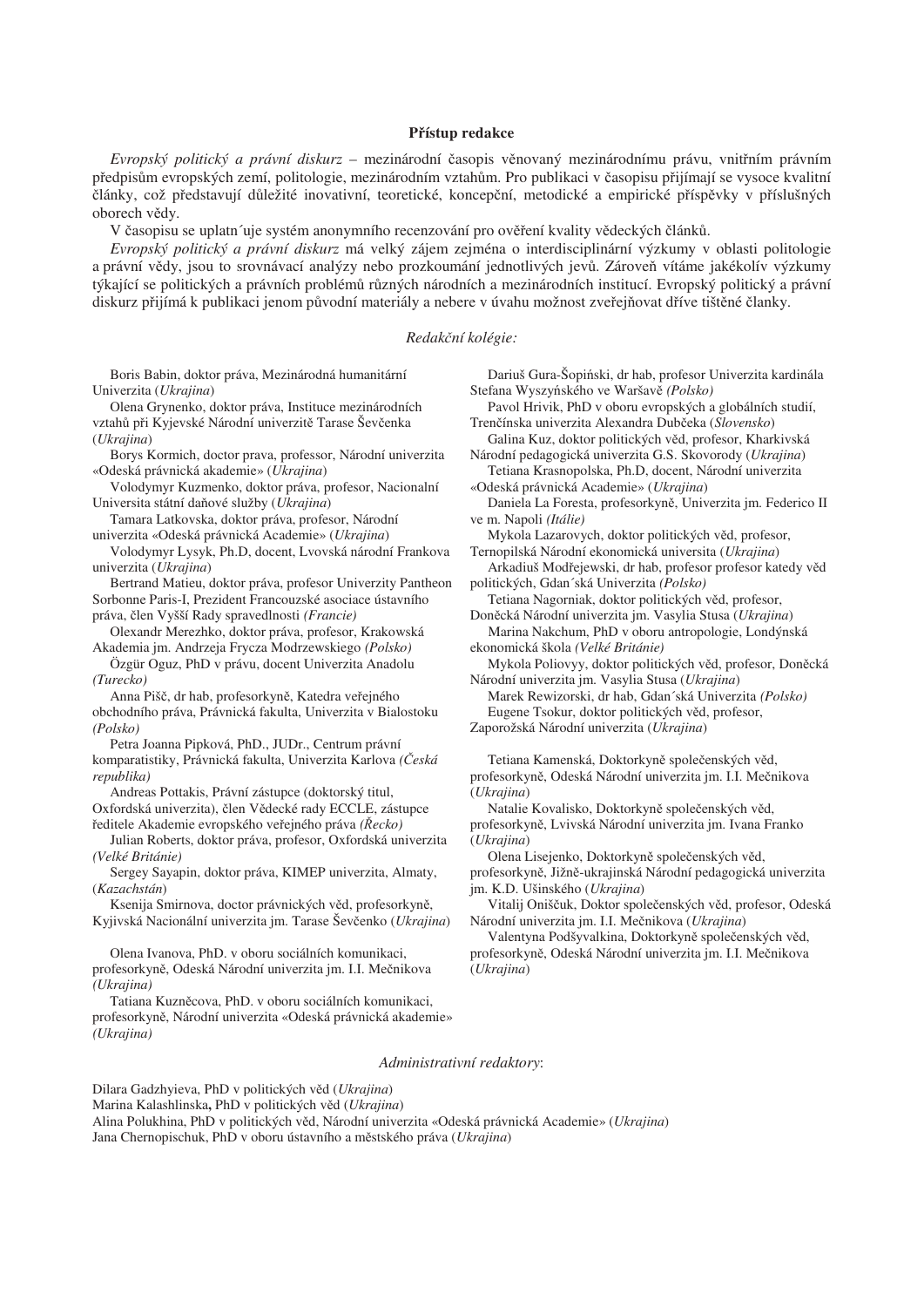## Přístup redakce

*Evropský politický a právní diskurz* – mezinárodní časopis věnovaný mezinárodnímu právu, vnitřním právním předpisům evropských zemí, politologie, mezinárodním vztahům. Pro publikaci v časopisu přijímají se vysoce kvalitní články, což představují důležité inovativní, teoretické, koncepční, metodické a empirické příspěvky v příslušných oborech vědy.

V časopisu se uplatn´uje systém anonymního recenzování pro ověření kvality vědeckých článků.

*Evropský politický a právní diskurz* má velký zájem zejména o interdisciplinární výzkumy v oblasti politologie a právní vědy, jsou to srovnávací analýzy nebo prozkoumání jednotlivých jevů. Zároveň vítáme jakékolív výzkumy týkající se politických a právních problémů různých národních a mezinárodních institucí. Evropský politický a právní diskurz přijímá k publikaci jenom původní materiály a nebere v úvahu možnost zveřejňovat dříve tištěné članky.

### *Redakční kolégie:*

Boris Babin, doktor práva, Mezinárodná humanitární Univerzita (*Ukrajina*)

Olena Grynenko, doktor práva, Instituce mezinárodních vztahů při Kyjevské Národní univerzitě Tarase Ševčenka (*Ukrajina*)

Borys Kormich, doctor prava, professor, Národní univerzita «Odeská právnická akademie» (*Ukrajina*)

Volodymyr Kuzmenko, doktor práva, profesor, Nacionalní Universita státní daňové služby (*Ukrajina*)

Tamara Latkovska, doktor práva, profesor, Národní univerzita «Odeská právnická Academie» (*Ukrajina*)

Volodymyr Lysyk, Ph.D, docent, Lvovská národní Frankova univerzita (*Ukrajina*)

Bertrand Matieu, doktor práva, profesor Univerzity Pantheon Sorbonne Paris-I, Prezident Francouzské asociace ústavního práva, člen Vyšší Rady spravedlnosti *(Francie)*

Olexandr Merezhko, doktor práva, profesor, Krakowská Akademia jm. Andrzeja Frycza Modrzewskiego *(Polsko)*

Özgür Oguz, PhD v právu, docent Univerzita Anadolu *(Turecko)*

Anna Pišč, dr hab, profesorkyně, Katedra veřejného obchodního práva, Právnická fakulta, Univerzita v Bialostoku *(Polsko)*

Petra Joanna Pipková, PhD., JUDr., Centrum právní komparatistiky, Právnická fakulta, Univerzita Karlova *(Česká republika)*

Andreas Pottakis, Právní zástupce (doktorský titul, Oxfordská univerzita), člen Vědecké rady ECCLE, zástupce ředitele Akademie evropského veřejného práva *(Řecko)*

Julian Roberts, doktor práva, profesor, Oxfordská univerzita *(Velké Británie)*

Sergey Sayapin, doktor práva, KIMEP univerzita, Almaty, (*Kazachstán*)

Ksenija Smirnova, doctor právnických věd, profesorkyně, Kyjivská Nacionální univerzita jm. Tarase Ševčenko (*Ukrajina*)

Olena Ivanova, PhD. v oboru sociálních komunikaci, profesorkyně, Odeská Národní univerzita jm. I.I. Mečnikova *(Ukrajina)*

Tatiana Kuzněcova, PhD. v oboru sociálních komunikaci, profesorkyně, Národní univerzita «Odeská právnická akademie» *(Ukrajina)*

Dariuš Gura-Šopiński, dr hab, profesor Univerzita kardinála Stefana Wyszyńského ve Waršavě *(Polsko)*

Pavol Hrivik, PhD v oboru evropských a globálních studií, Trenčínska univerzita Alexandra Dubčeka (*Slovensko*)

Galina Kuz, doktor politických věd, profesor, Kharkivská Národní pedagogická univerzita G.S. Skovorody (*Ukrajina*)

Tetiana Krasnopolska, Ph.D, docent, Národní univerzita «Odeská právnická Academie» (*Ukrajina*)

Daniela La Foresta, profesorkyně, Univerzita jm. Federico II ve m. Napoli *(Itálie)*

Mykola Lazarovych, doktor politických věd, profesor, Ternopilská Národní ekonomická universita (*Ukrajina*)

Arkadiuš Modřejewski, dr hab, profesor profesor katedy věd politických, Gdan´ská Univerzita *(Polsko)*

Tetiana Nagorniak, doktor politických věd, profesor, Doněcká Národní univerzita jm. Vasylia Stusa (*Ukrajina*)

Marina Nakchum, PhD v oboru antropologie, Londýnská ekonomická škola *(Velké Británie)*

Mykola Poliovyy, doktor politických věd, profesor, Doněcká Národní univerzita jm. Vasylia Stusa (*Ukrajina*)

Marek Rewizorski, dr hab, Gdan´ská Univerzita *(Polsko)*

Eugene Tsokur, doktor politických věd, profesor, Zaporožská Národní univerzita (*Ukrajina*)

Tetiana Kamenská, Doktorkyně společenských věd, profesorkyně, Odeská Národní univerzita jm. I.I. Mečnikova (*Ukrajina*)

Natalie Kovalisko, Doktorkyně společenských věd, profesorkyně, Lvivská Národní univerzita jm. Ivana Franko (*Ukrajina*)

Olena Lisejenko, Doktorkyně společenských věd, profesorkyně, Jižně-ukrajinská Národní pedagogická univerzita jm. K.D. Ušinského (*Ukrajina*)

Vitalij Oniščuk, Doktor společenských věd, profesor, Odeská Národní univerzita jm. I.I. Mečnikova (*Ukrajina*)

Valentyna Podšyvalkina, Doktorkyně společenských věd, profesorkyně, Odeská Národní univerzita jm. I.I. Mečnikova (*Ukrajina*)

### *Administrativní redaktory*:

Dilara Gadzhyieva, PhD v politických věd (*Ukrajina*)
Marina Kalashlinska**,** PhD v politických věd (*Ukrajina*)
Alina Polukhina, PhD v politických věd, Národní univerzita «Odeská právnická Academie» (*Ukrajina*)
Jana Chernopischuk, PhD v oboru ústavního a městského práva (*Ukrajina*)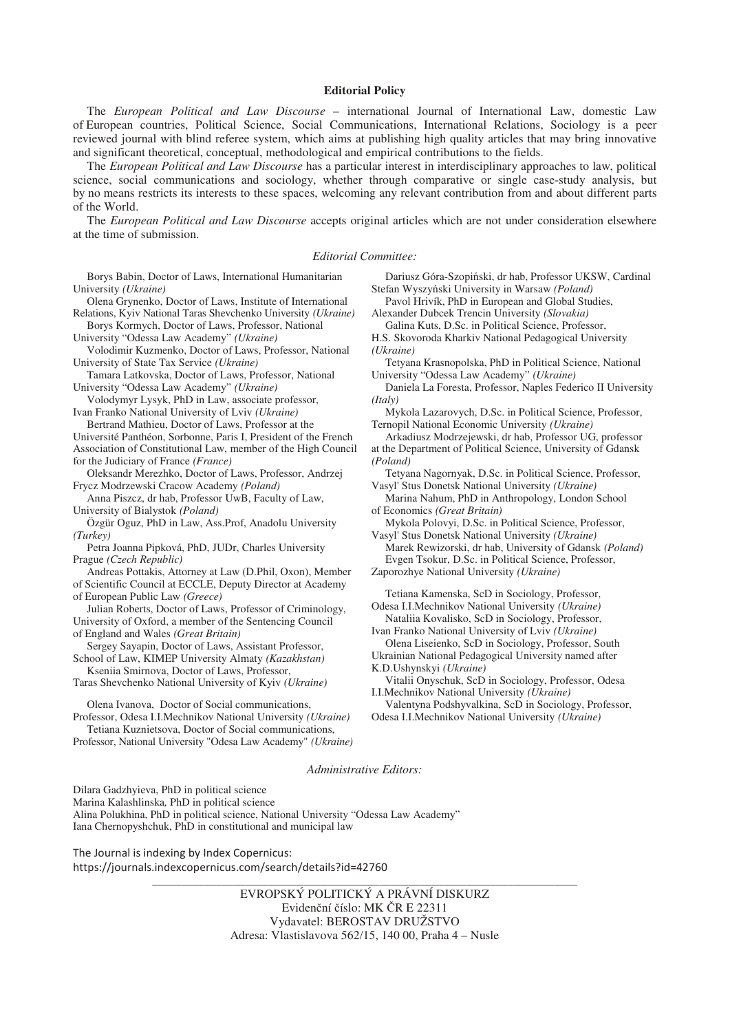**Editorial Policy**

The *European Political and Law Discourse* – international Journal of International Law, domestic Law of European countries, Political Science, Social Communications, International Relations, Sociology is a peer reviewed journal with blind referee system, which aims at publishing high quality articles that may bring innovative and significant theoretical, conceptual, methodological and empirical contributions to the fields.

The *European Political and Law Discourse* has a particular interest in interdisciplinary approaches to law, political science, social communications and sociology, whether through comparative or single case-study analysis, but by no means restricts its interests to these spaces, welcoming any relevant contribution from and about different parts of the World.

The *European Political and Law Discourse* accepts original articles which are not under consideration elsewhere at the time of submission.

*Editorial Committee:*

Borys Babin, Doctor of Laws, International Humanitarian University *(Ukraine)*

Olena Grynenko, Doctor of Laws, Institute of International Relations, Kyiv National Taras Shevchenko University *(Ukraine)*

Borys Kormych, Doctor of Laws, Professor, National University "Odessa Law Academy" *(Ukraine)*

Volodimir Kuzmenko, Doctor of Laws, Professor, National University of State Tax Service *(Ukraine)*

Tamara Latkovska, Doctor of Laws, Professor, National University "Odessa Law Academy" *(Ukraine)*

Volodymyr Lysyk, PhD in Law, associate professor, Ivan Franko National University of Lviv *(Ukraine)*

Bertrand Mathieu, Doctor of Laws, Professor at the Université Panthéon, Sorbonne, Paris I, President of the French Association of Constitutional Law, member of the High Council for the Judiciary of France *(France)*

Oleksandr Merezhko, Doctor of Laws, Professor, Andrzej Frycz Modrzewski Cracow Academy *(Poland)*

Anna Piszcz, dr hab, Professor UwB, Faculty of Law, University of Bialystok *(Poland)*

Özgür Oguz, PhD in Law, Ass.Prof, Anadolu University *(Turkey)*

Petra Joanna Pipková, PhD, JUDr, Charles University Prague *(Czech Republic)*

Andreas Pottakis, Attorney at Law (D.Phil, Oxon), Member of Scientific Council at ECCLE, Deputy Director at Academy of European Public Law *(Greece)*

Julian Roberts, Doctor of Laws, Professor of Criminology, University of Oxford, a member of the Sentencing Council of England and Wales *(Great Britain)*

Sergey Sayapin, Doctor of Laws, Assistant Professor, School of Law, KIMEP University Almaty *(Kazakhstan)*

Kseniia Smirnova, Doctor of Laws, Professor, Taras Shevchenko National University of Kyiv *(Ukraine)*

Olena Ivanova, Doctor of Social communications, Professor, Odesa I.I.Mechnikov National University *(Ukraine)*

Tetiana Kuznietsova, Doctor of Social communications, Professor, National University "Odesa Law Academy" *(Ukraine)*

Dariusz Góra-Szopiński, dr hab, Professor UKSW, Cardinal Stefan Wyszyński University in Warsaw *(Poland)*

Pavol Hrivík, PhD in European and Global Studies, Alexander Dubcek Trencin University *(Slovakia)*

Galina Kuts, D.Sc. in Political Science, Professor, H.S. Skovoroda Kharkiv National Pedagogical University *(Ukraine)*

Tetyana Krasnopolska, PhD in Political Science, National University "Odessa Law Academy" *(Ukraine)*

Daniela La Foresta, Professor, Naples Federico II University *(Italy)*

Mykola Lazarovych, D.Sc. in Political Science, Professor, Ternopil National Economic University *(Ukraine)*

Arkadiusz Modrzejewski, dr hab, Professor UG, professor at the Department of Political Science, University of Gdansk *(Poland)*

Tetyana Nagornyak, D.Sc. in Political Science, Professor, Vasyl' Stus Donetsk National University *(Ukraine)*

Marina Nahum, PhD in Anthropology, London School of Economics *(Great Britain)*

Mykola Polovyi, D.Sc. in Political Science, Professor, Vasyl' Stus Donetsk National University *(Ukraine)*

Marek Rewizorski, dr hab, University of Gdansk *(Poland)*

Evgen Tsokur, D.Sc. in Political Science, Professor, Zaporozhye National University *(Ukraine)*

Tetiana Kamenska, ScD in Sociology, Professor, Odesa I.I.Mechnikov National University *(Ukraine)*

Nataliia Kovalisko, ScD in Sociology, Professor, Ivan Franko National University of Lviv *(Ukraine)*

Olena Liseienko, ScD in Sociology, Professor, South Ukrainian National Pedagogical University named after K.D.Ushynskyi *(Ukraine)*

Vitalii Onyschuk, ScD in Sociology, Professor, Odesa I.I.Mechnikov National University *(Ukraine)*

Valentyna Podshyvalkina, ScD in Sociology, Professor, Odesa I.I.Mechnikov National University *(Ukraine)*

*Administrative Editors:*

Dilara Gadzhyieva, PhD in political science
Marina Kalashlinska*,* PhD in political science
Alina Polukhina, PhD in political science, National University "Odessa Law Academy"
Iana Chernopyshchuk, PhD in constitutional and municipal law

The Journal is indexing by Index Copernicus:
https://journals.indexcopernicus.com/search/details?id=42760

---

EVROPSKÝ POLITICKÝ A PRÁVNÍ DISKURZ
Evidenční číslo: MK ČR E 22311
Vydavatel: BEROSTAV DRUŽSTVO
Adresa: Vlastislavova 562/15, 140 00, Praha 4 – Nusle